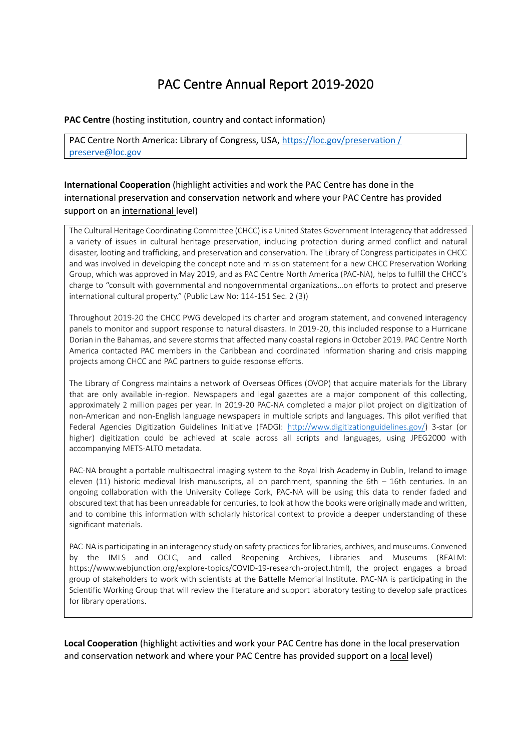# PAC Centre Annual Report 2019-2020

**PAC Centre** (hosting institution, country and contact information)

PAC Centre North America: Library of Congress, USA, https://loc.gov/preservation / preserve@loc.gov

**International Cooperation** (highlight activities and work the PAC Centre has done in the international preservation and conservation network and where your PAC Centre has provided support on an international level)

The Cultural Heritage Coordinating Committee (CHCC) is a United States Government Interagency that addressed a variety of issues in cultural heritage preservation, including protection during armed conflict and natural disaster, looting and trafficking, and preservation and conservation. The Library of Congress participates in CHCC and was involved in developing the concept note and mission statement for a new CHCC Preservation Working Group, which was approved in May 2019, and as PAC Centre North America (PAC-NA), helps to fulfill the CHCC's charge to "consult with governmental and nongovernmental organizations…on efforts to protect and preserve international cultural property." (Public Law No: 114-151 Sec. 2 (3))

Throughout 2019-20 the CHCC PWG developed its charter and program statement, and convened interagency panels to monitor and support response to natural disasters. In 2019-20, this included response to a Hurricane Dorian in the Bahamas, and severe storms that affected many coastal regions in October 2019. PAC Centre North America contacted PAC members in the Caribbean and coordinated information sharing and crisis mapping projects among CHCC and PAC partners to guide response efforts.

The Library of Congress maintains a network of Overseas Offices (OVOP) that acquire materials for the Library that are only available in-region. Newspapers and legal gazettes are a major component of this collecting, approximately 2 million pages per year. In 2019-20 PAC-NA completed a major pilot project on digitization of non-American and non-English language newspapers in multiple scripts and languages. This pilot verified that Federal Agencies Digitization Guidelines Initiative (FADGI: http://www.digitizationguidelines.gov/) 3-star (or higher) digitization could be achieved at scale across all scripts and languages, using JPEG2000 with accompanying METS-ALTO metadata.

PAC-NA brought a portable multispectral imaging system to the Royal Irish Academy in Dublin, Ireland to image eleven (11) historic medieval Irish manuscripts, all on parchment, spanning the 6th – 16th centuries. In an ongoing collaboration with the University College Cork, PAC-NA will be using this data to render faded and obscured text that has been unreadable for centuries, to look at how the books were originally made and written, and to combine this information with scholarly historical context to provide a deeper understanding of these significant materials.

PAC-NA is participating in an interagency study on safety practices for libraries, archives, and museums. Convened by the IMLS and OCLC, and called Reopening Archives, Libraries and Museums (REALM: https://www.webjunction.org/explore-topics/COVID-19-research-project.html), the project engages a broad group of stakeholders to work with scientists at the Battelle Memorial Institute. PAC-NA is participating in the Scientific Working Group that will review the literature and support laboratory testing to develop safe practices for library operations.

**Local Cooperation** (highlight activities and work your PAC Centre has done in the local preservation and conservation network and where your PAC Centre has provided support on a local level)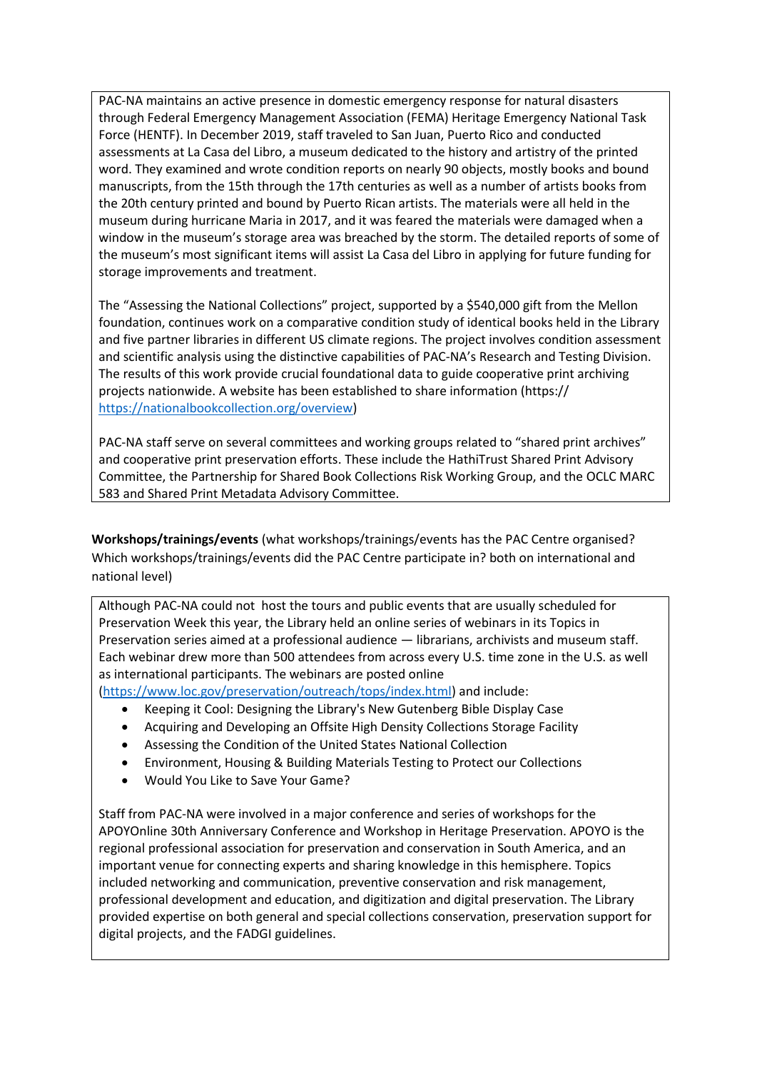PAC-NA maintains an active presence in domestic emergency response for natural disasters through Federal Emergency Management Association (FEMA) Heritage Emergency National Task Force (HENTF). In December 2019, staff traveled to San Juan, Puerto Rico and conducted assessments at La Casa del Libro, a museum dedicated to the history and artistry of the printed word. They examined and wrote condition reports on nearly 90 objects, mostly books and bound manuscripts, from the 15th through the 17th centuries as well as a number of artists books from the 20th century printed and bound by Puerto Rican artists. The materials were all held in the museum during hurricane Maria in 2017, and it was feared the materials were damaged when a window in the museum's storage area was breached by the storm. The detailed reports of some of the museum's most significant items will assist La Casa del Libro in applying for future funding for storage improvements and treatment.

The "Assessing the National Collections" project, supported by a $540,000 gift from the Mellon foundation, continues work on a comparative condition study of identical books held in the Library and five partner libraries in different US climate regions. The project involves condition assessment and scientific analysis using the distinctive capabilities of PAC-NA's Research and Testing Division. The results of this work provide crucial foundational data to guide cooperative print archiving projects nationwide. A website has been established to share information (https:// https://nationalbookcollection.org/overview)

PAC-NA staff serve on several committees and working groups related to "shared print archives" and cooperative print preservation efforts. These include the HathiTrust Shared Print Advisory Committee, the Partnership for Shared Book Collections Risk Working Group, and the OCLC MARC 583 and Shared Print Metadata Advisory Committee.

**Workshops/trainings/events** (what workshops/trainings/events has the PAC Centre organised? Which workshops/trainings/events did the PAC Centre participate in? both on international and national level)

Although PAC-NA could not host the tours and public events that are usually scheduled for Preservation Week this year, the Library held an online series of webinars in its Topics in Preservation series aimed at a professional audience — librarians, archivists and museum staff. Each webinar drew more than 500 attendees from across every U.S. time zone in the U.S. as well as international participants. The webinars are posted online (https://www.loc.gov/preservation/outreach/tops/index.html) and include:

- Keeping it Cool: Designing the Library's New Gutenberg Bible Display Case
- Acquiring and Developing an Offsite High Density Collections Storage Facility
- Assessing the Condition of the United States National Collection
- Environment, Housing & Building Materials Testing to Protect our Collections
- Would You Like to Save Your Game?

Staff from PAC-NA were involved in a major conference and series of workshops for the APOYOnline 30th Anniversary Conference and Workshop in Heritage Preservation. APOYO is the regional professional association for preservation and conservation in South America, and an important venue for connecting experts and sharing knowledge in this hemisphere. Topics included networking and communication, preventive conservation and risk management, professional development and education, and digitization and digital preservation. The Library provided expertise on both general and special collections conservation, preservation support for digital projects, and the FADGI guidelines.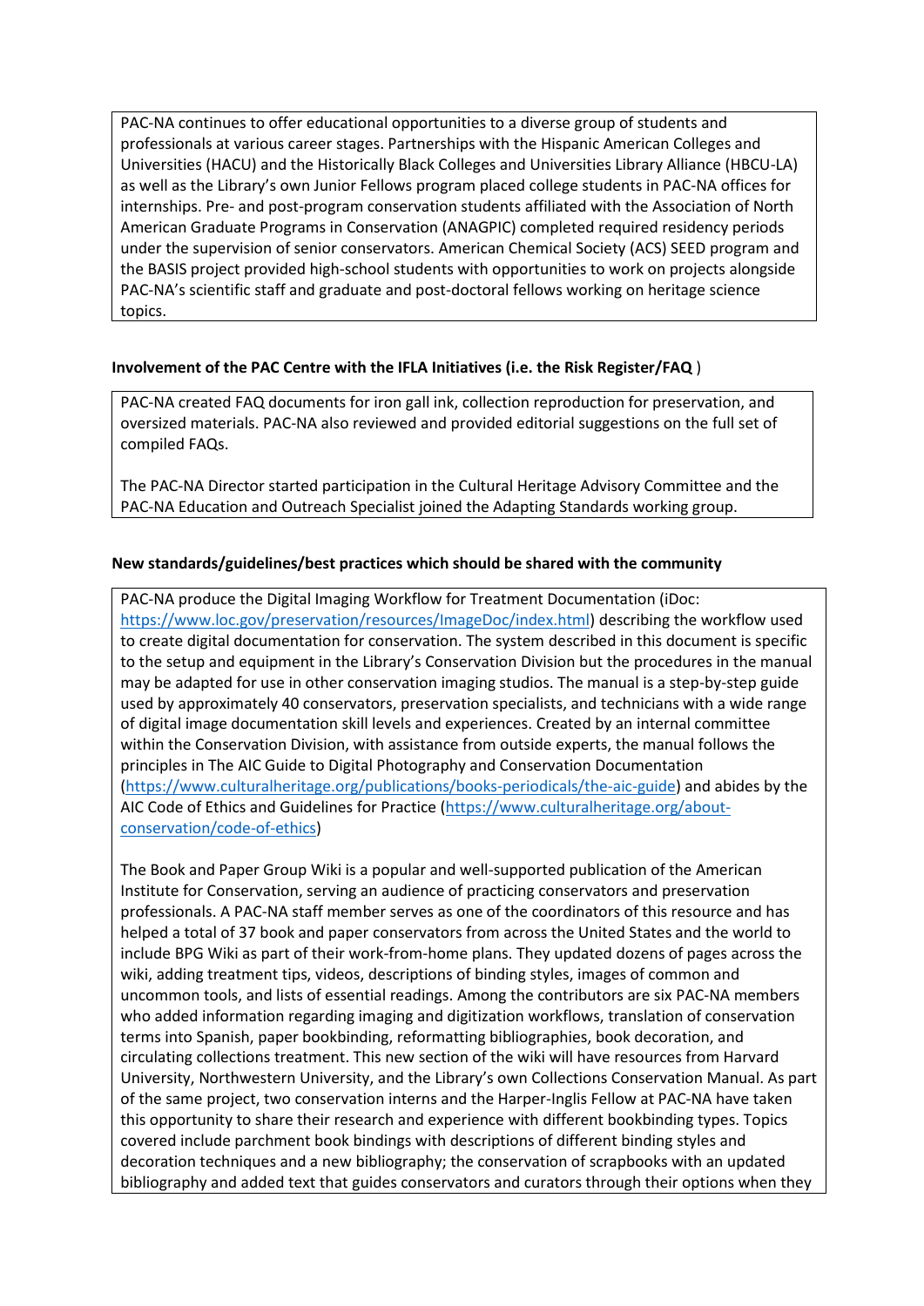PAC-NA continues to offer educational opportunities to a diverse group of students and professionals at various career stages. Partnerships with the Hispanic American Colleges and Universities (HACU) and the Historically Black Colleges and Universities Library Alliance (HBCU-LA) as well as the Library's own Junior Fellows program placed college students in PAC-NA offices for internships. Pre- and post-program conservation students affiliated with the Association of North American Graduate Programs in Conservation (ANAGPIC) completed required residency periods under the supervision of senior conservators. American Chemical Society (ACS) SEED program and the BASIS project provided high-school students with opportunities to work on projects alongside PAC-NA's scientific staff and graduate and post-doctoral fellows working on heritage science topics.

**Involvement of the PAC Centre with the IFLA Initiatives (i.e. the Risk Register/FAQ )**

PAC-NA created FAQ documents for iron gall ink, collection reproduction for preservation, and oversized materials. PAC-NA also reviewed and provided editorial suggestions on the full set of compiled FAQs.

The PAC-NA Director started participation in the Cultural Heritage Advisory Committee and the PAC-NA Education and Outreach Specialist joined the Adapting Standards working group.

**New standards/guidelines/best practices which should be shared with the community**

PAC-NA produce the Digital Imaging Workflow for Treatment Documentation (iDoc: https://www.loc.gov/preservation/resources/ImageDoc/index.html) describing the workflow used to create digital documentation for conservation. The system described in this document is specific to the setup and equipment in the Library's Conservation Division but the procedures in the manual may be adapted for use in other conservation imaging studios. The manual is a step-by-step guide used by approximately 40 conservators, preservation specialists, and technicians with a wide range of digital image documentation skill levels and experiences. Created by an internal committee within the Conservation Division, with assistance from outside experts, the manual follows the principles in The AIC Guide to Digital Photography and Conservation Documentation (https://www.culturalheritage.org/publications/books-periodicals/the-aic-guide) and abides by the AIC Code of Ethics and Guidelines for Practice (https://www.culturalheritage.org/about-conservation/code-of-ethics)

The Book and Paper Group Wiki is a popular and well-supported publication of the American Institute for Conservation, serving an audience of practicing conservators and preservation professionals. A PAC-NA staff member serves as one of the coordinators of this resource and has helped a total of 37 book and paper conservators from across the United States and the world to include BPG Wiki as part of their work-from-home plans. They updated dozens of pages across the wiki, adding treatment tips, videos, descriptions of binding styles, images of common and uncommon tools, and lists of essential readings. Among the contributors are six PAC-NA members who added information regarding imaging and digitization workflows, translation of conservation terms into Spanish, paper bookbinding, reformatting bibliographies, book decoration, and circulating collections treatment. This new section of the wiki will have resources from Harvard University, Northwestern University, and the Library's own Collections Conservation Manual. As part of the same project, two conservation interns and the Harper-Inglis Fellow at PAC-NA have taken this opportunity to share their research and experience with different bookbinding types. Topics covered include parchment book bindings with descriptions of different binding styles and decoration techniques and a new bibliography; the conservation of scrapbooks with an updated bibliography and added text that guides conservators and curators through their options when they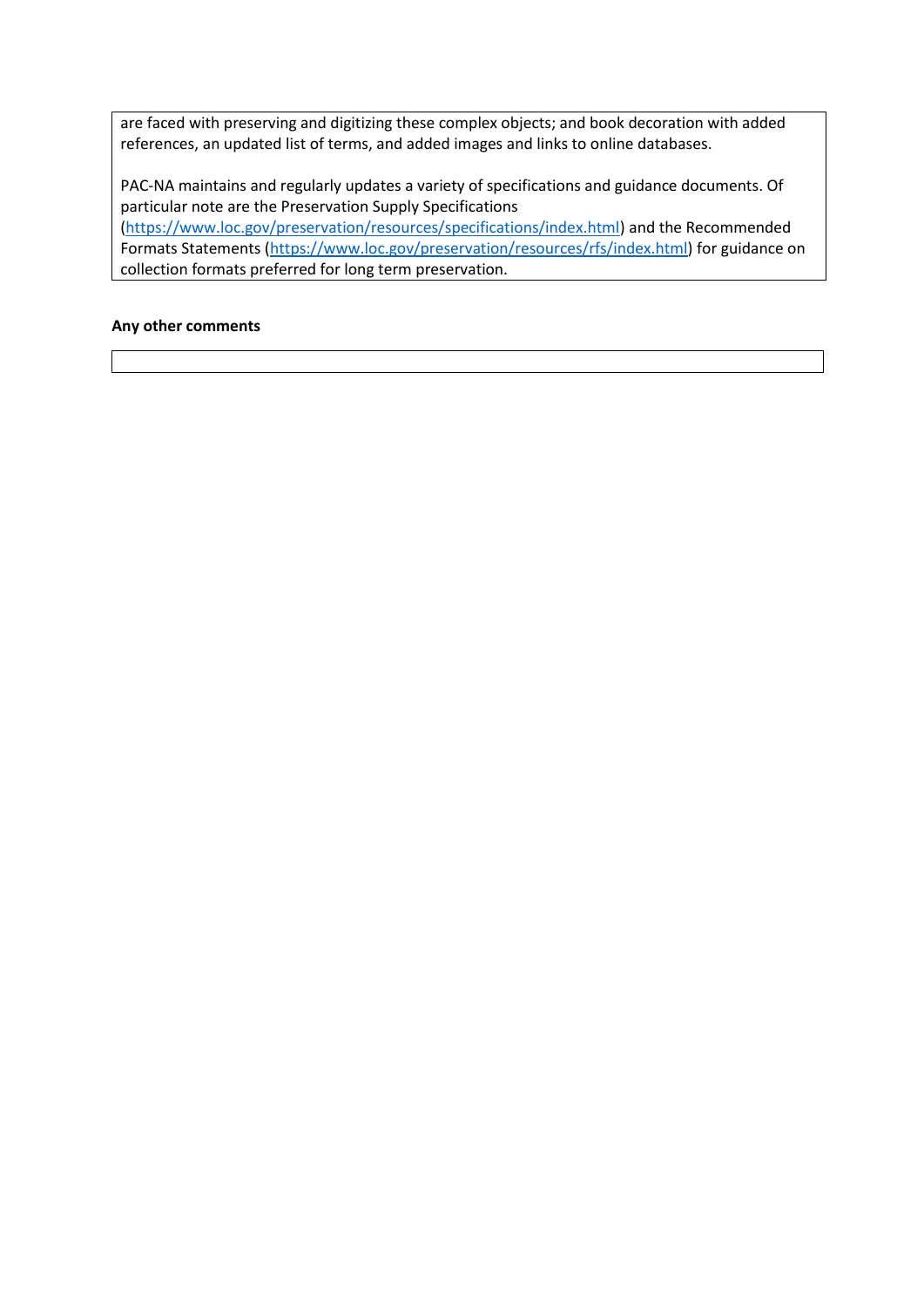are faced with preserving and digitizing these complex objects; and book decoration with added references, an updated list of terms, and added images and links to online databases.

PAC-NA maintains and regularly updates a variety of specifications and guidance documents. Of particular note are the Preservation Supply Specifications (https://www.loc.gov/preservation/resources/specifications/index.html) and the Recommended Formats Statements (https://www.loc.gov/preservation/resources/rfs/index.html) for guidance on collection formats preferred for long term preservation.

**Any other comments**